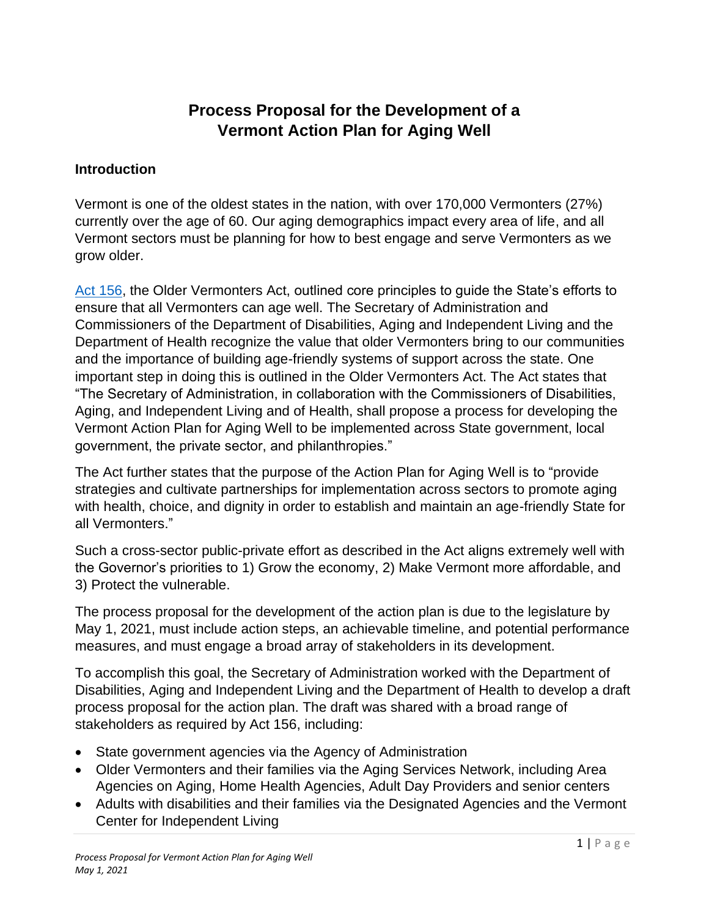# Process Proposal for the Development of a Vermont Action Plan for Aging Well

## Introduction

Vermont is one of the oldest states in the nation, with over 170,000 Vermonters (27%) currently over the age of 60. Our aging demographics impact every area of life, and all Vermont sectors must be planning for how to best engage and serve Vermonters as we grow older.

Act 156, the Older Vermonters Act, outlined core principles to guide the State's efforts to ensure that all Vermonters can age well. The Secretary of Administration and Commissioners of the Department of Disabilities, Aging and Independent Living and the Department of Health recognize the value that older Vermonters bring to our communities and the importance of building age-friendly systems of support across the state. One important step in doing this is outlined in the Older Vermonters Act. The Act states that "The Secretary of Administration, in collaboration with the Commissioners of Disabilities, Aging, and Independent Living and of Health, shall propose a process for developing the Vermont Action Plan for Aging Well to be implemented across State government, local government, the private sector, and philanthropies."

The Act further states that the purpose of the Action Plan for Aging Well is to "provide strategies and cultivate partnerships for implementation across sectors to promote aging with health, choice, and dignity in order to establish and maintain an age-friendly State for all Vermonters."

Such a cross-sector public-private effort as described in the Act aligns extremely well with the Governor's priorities to 1) Grow the economy, 2) Make Vermont more affordable, and 3) Protect the vulnerable.

The process proposal for the development of the action plan is due to the legislature by May 1, 2021, must include action steps, an achievable timeline, and potential performance measures, and must engage a broad array of stakeholders in its development.

To accomplish this goal, the Secretary of Administration worked with the Department of Disabilities, Aging and Independent Living and the Department of Health to develop a draft process proposal for the action plan. The draft was shared with a broad range of stakeholders as required by Act 156, including:

- State government agencies via the Agency of Administration
- Older Vermonters and their families via the Aging Services Network, including Area Agencies on Aging, Home Health Agencies, Adult Day Providers and senior centers
- Adults with disabilities and their families via the Designated Agencies and the Vermont Center for Independent Living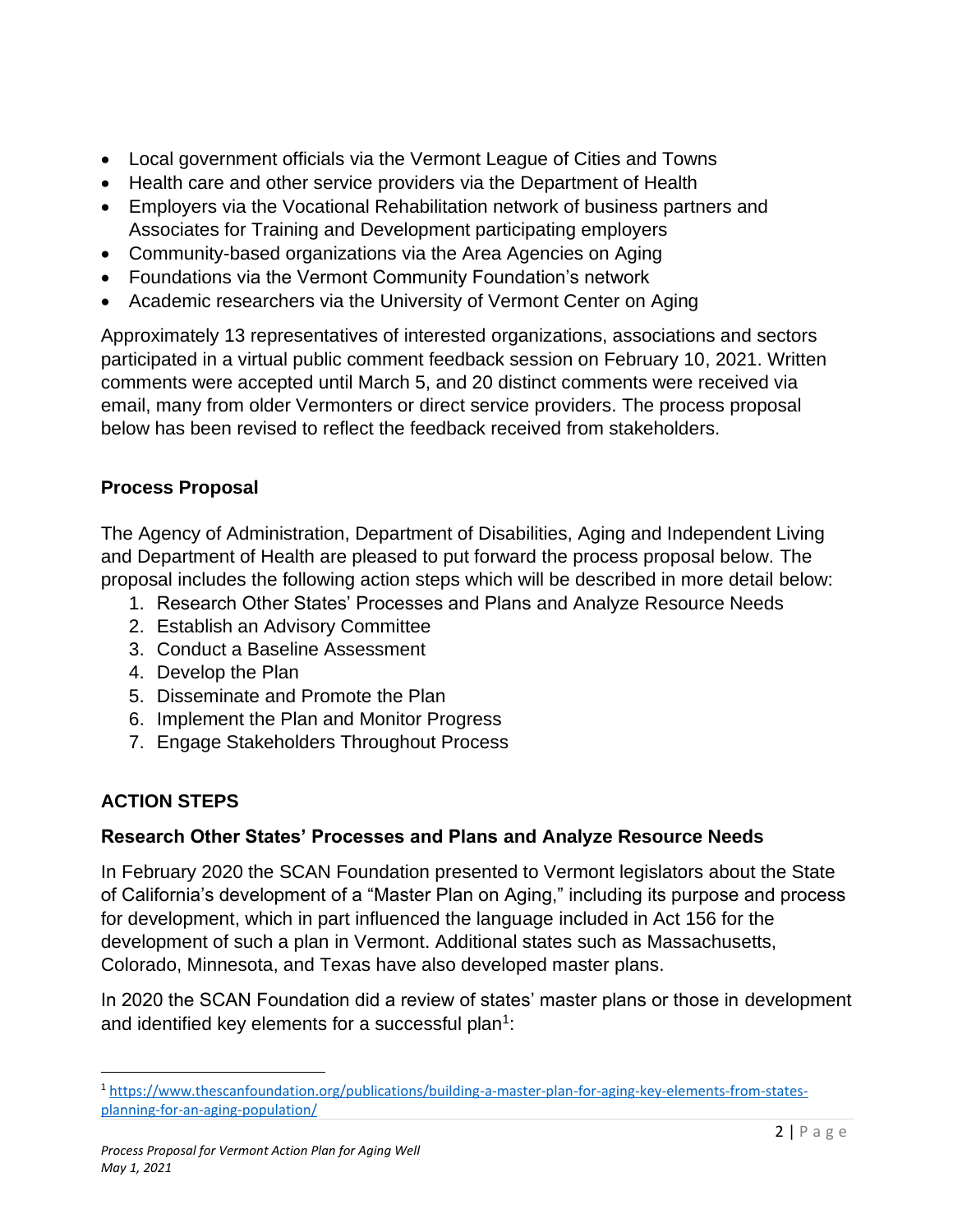- Local government officials via the Vermont League of Cities and Towns
- Health care and other service providers via the Department of Health
- Employers via the Vocational Rehabilitation network of business partners and Associates for Training and Development participating employers
- Community-based organizations via the Area Agencies on Aging
- Foundations via the Vermont Community Foundation's network
- Academic researchers via the University of Vermont Center on Aging

Approximately 13 representatives of interested organizations, associations and sectors participated in a virtual public comment feedback session on February 10, 2021. Written comments were accepted until March 5, and 20 distinct comments were received via email, many from older Vermonters or direct service providers. The process proposal below has been revised to reflect the feedback received from stakeholders.

## Process Proposal

The Agency of Administration, Department of Disabilities, Aging and Independent Living and Department of Health are pleased to put forward the process proposal below. The proposal includes the following action steps which will be described in more detail below:

1. Research Other States' Processes and Plans and Analyze Resource Needs
2. Establish an Advisory Committee
3. Conduct a Baseline Assessment
4. Develop the Plan
5. Disseminate and Promote the Plan
6. Implement the Plan and Monitor Progress
7. Engage Stakeholders Throughout Process

## ACTION STEPS

### Research Other States' Processes and Plans and Analyze Resource Needs

In February 2020 the SCAN Foundation presented to Vermont legislators about the State of California's development of a "Master Plan on Aging," including its purpose and process for development, which in part influenced the language included in Act 156 for the development of such a plan in Vermont. Additional states such as Massachusetts, Colorado, Minnesota, and Texas have also developed master plans.

In 2020 the SCAN Foundation did a review of states' master plans or those in development and identified key elements for a successful plan[1]:

[1] https://www.thescanfoundation.org/publications/building-a-master-plan-for-aging-key-elements-from-states-planning-for-an-aging-population/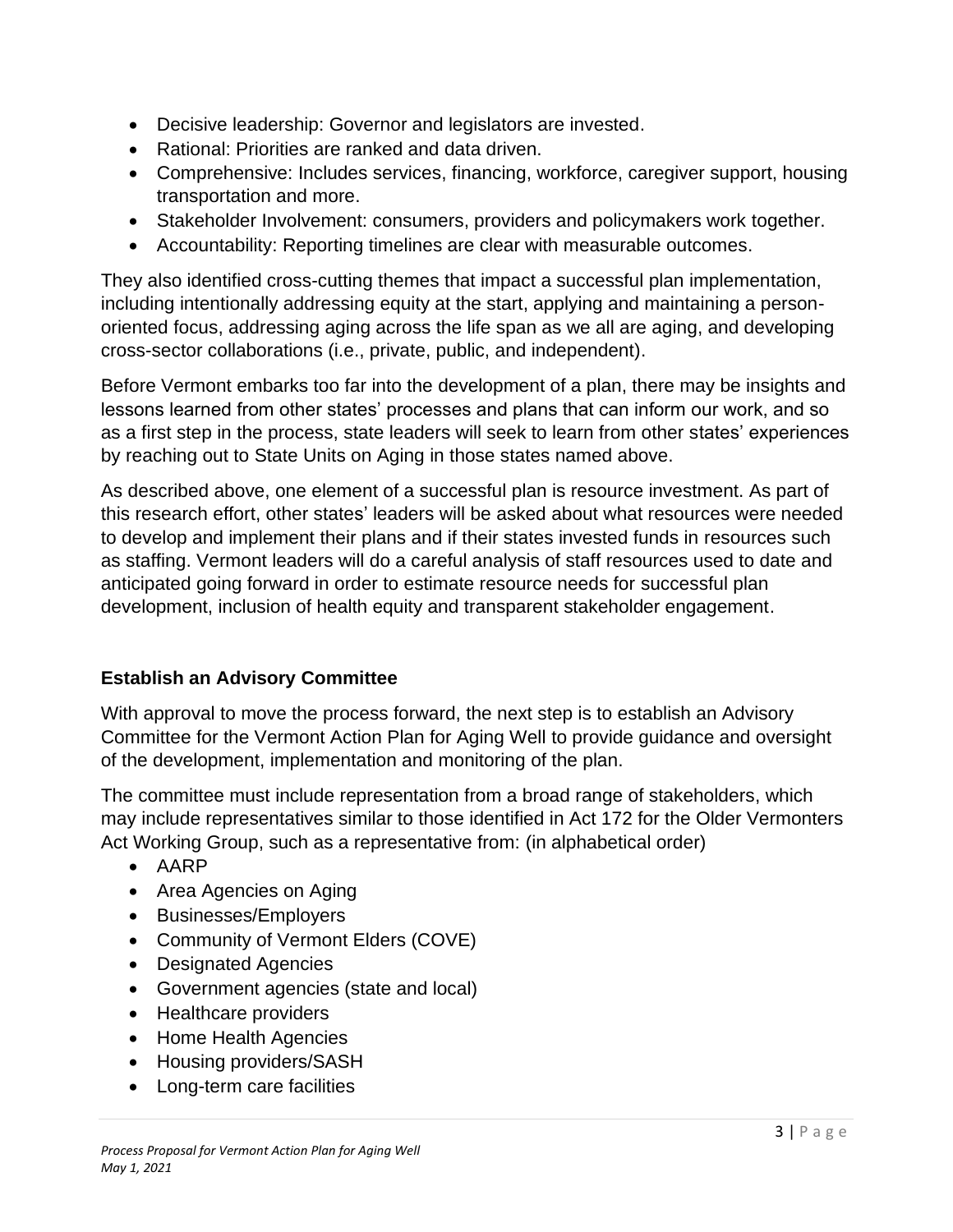- Decisive leadership: Governor and legislators are invested.
- Rational: Priorities are ranked and data driven.
- Comprehensive: Includes services, financing, workforce, caregiver support, housing transportation and more.
- Stakeholder Involvement: consumers, providers and policymakers work together.
- Accountability: Reporting timelines are clear with measurable outcomes.

They also identified cross-cutting themes that impact a successful plan implementation, including intentionally addressing equity at the start, applying and maintaining a person-oriented focus, addressing aging across the life span as we all are aging, and developing cross-sector collaborations (i.e., private, public, and independent).

Before Vermont embarks too far into the development of a plan, there may be insights and lessons learned from other states' processes and plans that can inform our work, and so as a first step in the process, state leaders will seek to learn from other states' experiences by reaching out to State Units on Aging in those states named above.

As described above, one element of a successful plan is resource investment. As part of this research effort, other states' leaders will be asked about what resources were needed to develop and implement their plans and if their states invested funds in resources such as staffing. Vermont leaders will do a careful analysis of staff resources used to date and anticipated going forward in order to estimate resource needs for successful plan development, inclusion of health equity and transparent stakeholder engagement.

### Establish an Advisory Committee

With approval to move the process forward, the next step is to establish an Advisory Committee for the Vermont Action Plan for Aging Well to provide guidance and oversight of the development, implementation and monitoring of the plan.

The committee must include representation from a broad range of stakeholders, which may include representatives similar to those identified in Act 172 for the Older Vermonters Act Working Group, such as a representative from: (in alphabetical order)

- AARP
- Area Agencies on Aging
- Businesses/Employers
- Community of Vermont Elders (COVE)
- Designated Agencies
- Government agencies (state and local)
- Healthcare providers
- Home Health Agencies
- Housing providers/SASH
- Long-term care facilities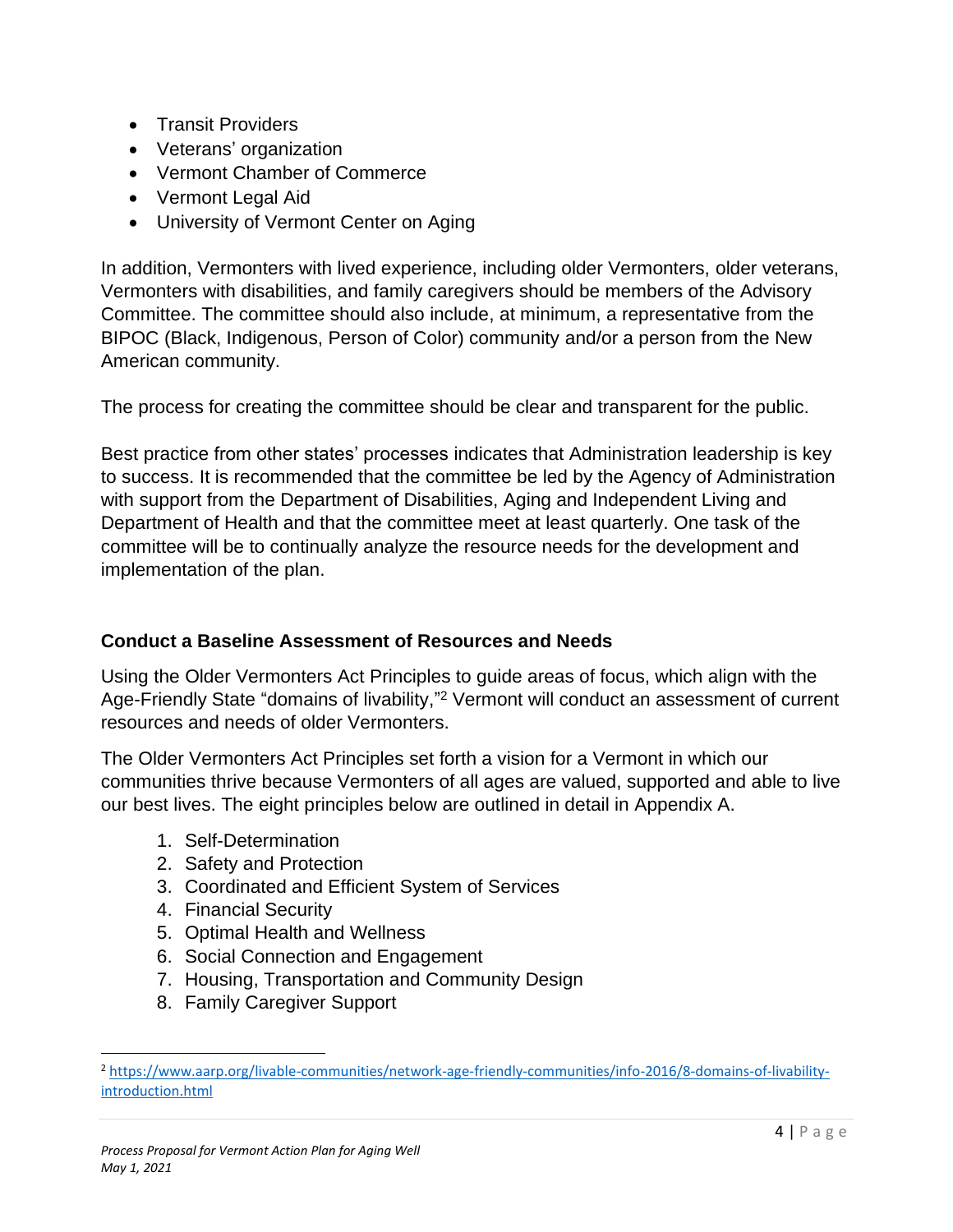- Transit Providers
- Veterans' organization
- Vermont Chamber of Commerce
- Vermont Legal Aid
- University of Vermont Center on Aging

In addition, Vermonters with lived experience, including older Vermonters, older veterans, Vermonters with disabilities, and family caregivers should be members of the Advisory Committee. The committee should also include, at minimum, a representative from the BIPOC (Black, Indigenous, Person of Color) community and/or a person from the New American community.

The process for creating the committee should be clear and transparent for the public.

Best practice from other states' processes indicates that Administration leadership is key to success. It is recommended that the committee be led by the Agency of Administration with support from the Department of Disabilities, Aging and Independent Living and Department of Health and that the committee meet at least quarterly. One task of the committee will be to continually analyze the resource needs for the development and implementation of the plan.

### Conduct a Baseline Assessment of Resources and Needs

Using the Older Vermonters Act Principles to guide areas of focus, which align with the Age-Friendly State "domains of livability,"[2] Vermont will conduct an assessment of current resources and needs of older Vermonters.

The Older Vermonters Act Principles set forth a vision for a Vermont in which our communities thrive because Vermonters of all ages are valued, supported and able to live our best lives. The eight principles below are outlined in detail in Appendix A.

1. Self-Determination
2. Safety and Protection
3. Coordinated and Efficient System of Services
4. Financial Security
5. Optimal Health and Wellness
6. Social Connection and Engagement
7. Housing, Transportation and Community Design
8. Family Caregiver Support

[2] https://www.aarp.org/livable-communities/network-age-friendly-communities/info-2016/8-domains-of-livability-introduction.html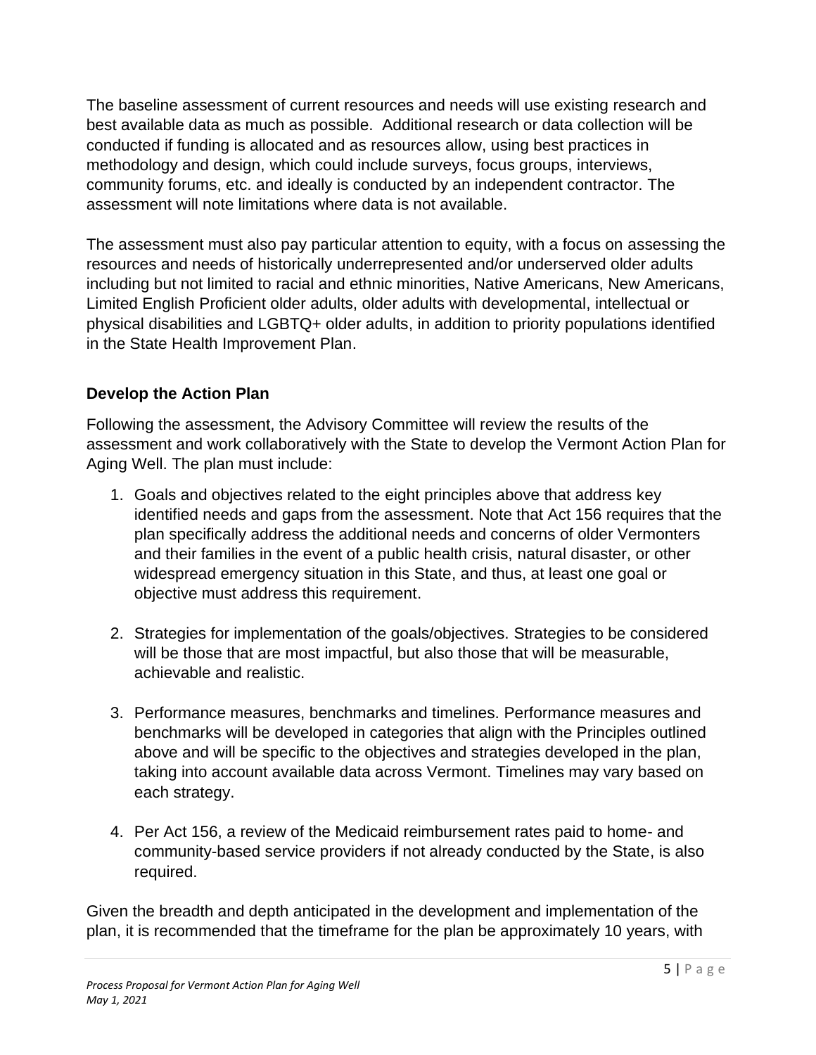The baseline assessment of current resources and needs will use existing research and best available data as much as possible. Additional research or data collection will be conducted if funding is allocated and as resources allow, using best practices in methodology and design, which could include surveys, focus groups, interviews, community forums, etc. and ideally is conducted by an independent contractor. The assessment will note limitations where data is not available.

The assessment must also pay particular attention to equity, with a focus on assessing the resources and needs of historically underrepresented and/or underserved older adults including but not limited to racial and ethnic minorities, Native Americans, New Americans, Limited English Proficient older adults, older adults with developmental, intellectual or physical disabilities and LGBTQ+ older adults, in addition to priority populations identified in the State Health Improvement Plan.

### Develop the Action Plan

Following the assessment, the Advisory Committee will review the results of the assessment and work collaboratively with the State to develop the Vermont Action Plan for Aging Well. The plan must include:

1. Goals and objectives related to the eight principles above that address key identified needs and gaps from the assessment. Note that Act 156 requires that the plan specifically address the additional needs and concerns of older Vermonters and their families in the event of a public health crisis, natural disaster, or other widespread emergency situation in this State, and thus, at least one goal or objective must address this requirement.

2. Strategies for implementation of the goals/objectives. Strategies to be considered will be those that are most impactful, but also those that will be measurable, achievable and realistic.

3. Performance measures, benchmarks and timelines. Performance measures and benchmarks will be developed in categories that align with the Principles outlined above and will be specific to the objectives and strategies developed in the plan, taking into account available data across Vermont. Timelines may vary based on each strategy.

4. Per Act 156, a review of the Medicaid reimbursement rates paid to home- and community-based service providers if not already conducted by the State, is also required.

Given the breadth and depth anticipated in the development and implementation of the plan, it is recommended that the timeframe for the plan be approximately 10 years, with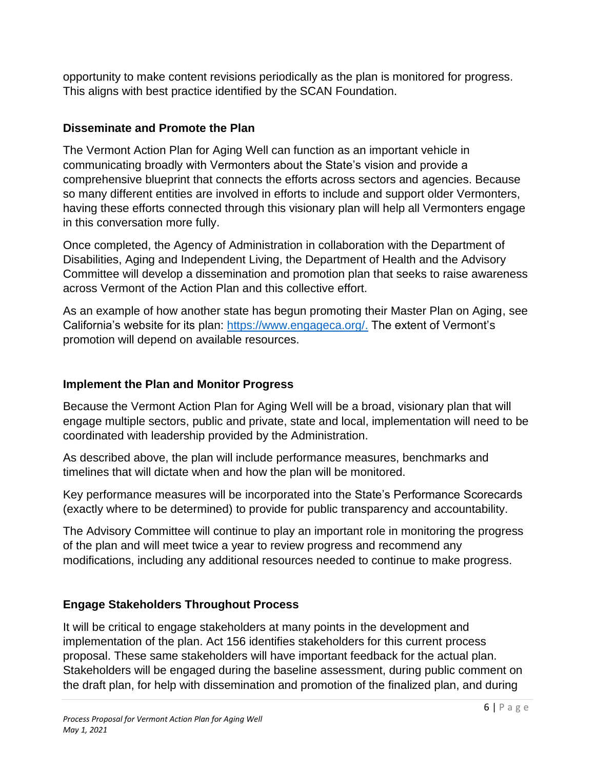opportunity to make content revisions periodically as the plan is monitored for progress. This aligns with best practice identified by the SCAN Foundation.

### Disseminate and Promote the Plan

The Vermont Action Plan for Aging Well can function as an important vehicle in communicating broadly with Vermonters about the State's vision and provide a comprehensive blueprint that connects the efforts across sectors and agencies. Because so many different entities are involved in efforts to include and support older Vermonters, having these efforts connected through this visionary plan will help all Vermonters engage in this conversation more fully.

Once completed, the Agency of Administration in collaboration with the Department of Disabilities, Aging and Independent Living, the Department of Health and the Advisory Committee will develop a dissemination and promotion plan that seeks to raise awareness across Vermont of the Action Plan and this collective effort.

As an example of how another state has begun promoting their Master Plan on Aging, see California's website for its plan: [https://www.engageca.org/.](https://www.engageca.org/) The extent of Vermont's promotion will depend on available resources.

### Implement the Plan and Monitor Progress

Because the Vermont Action Plan for Aging Well will be a broad, visionary plan that will engage multiple sectors, public and private, state and local, implementation will need to be coordinated with leadership provided by the Administration.

As described above, the plan will include performance measures, benchmarks and timelines that will dictate when and how the plan will be monitored.

Key performance measures will be incorporated into the State's Performance Scorecards (exactly where to be determined) to provide for public transparency and accountability.

The Advisory Committee will continue to play an important role in monitoring the progress of the plan and will meet twice a year to review progress and recommend any modifications, including any additional resources needed to continue to make progress.

### Engage Stakeholders Throughout Process

It will be critical to engage stakeholders at many points in the development and implementation of the plan. Act 156 identifies stakeholders for this current process proposal. These same stakeholders will have important feedback for the actual plan. Stakeholders will be engaged during the baseline assessment, during public comment on the draft plan, for help with dissemination and promotion of the finalized plan, and during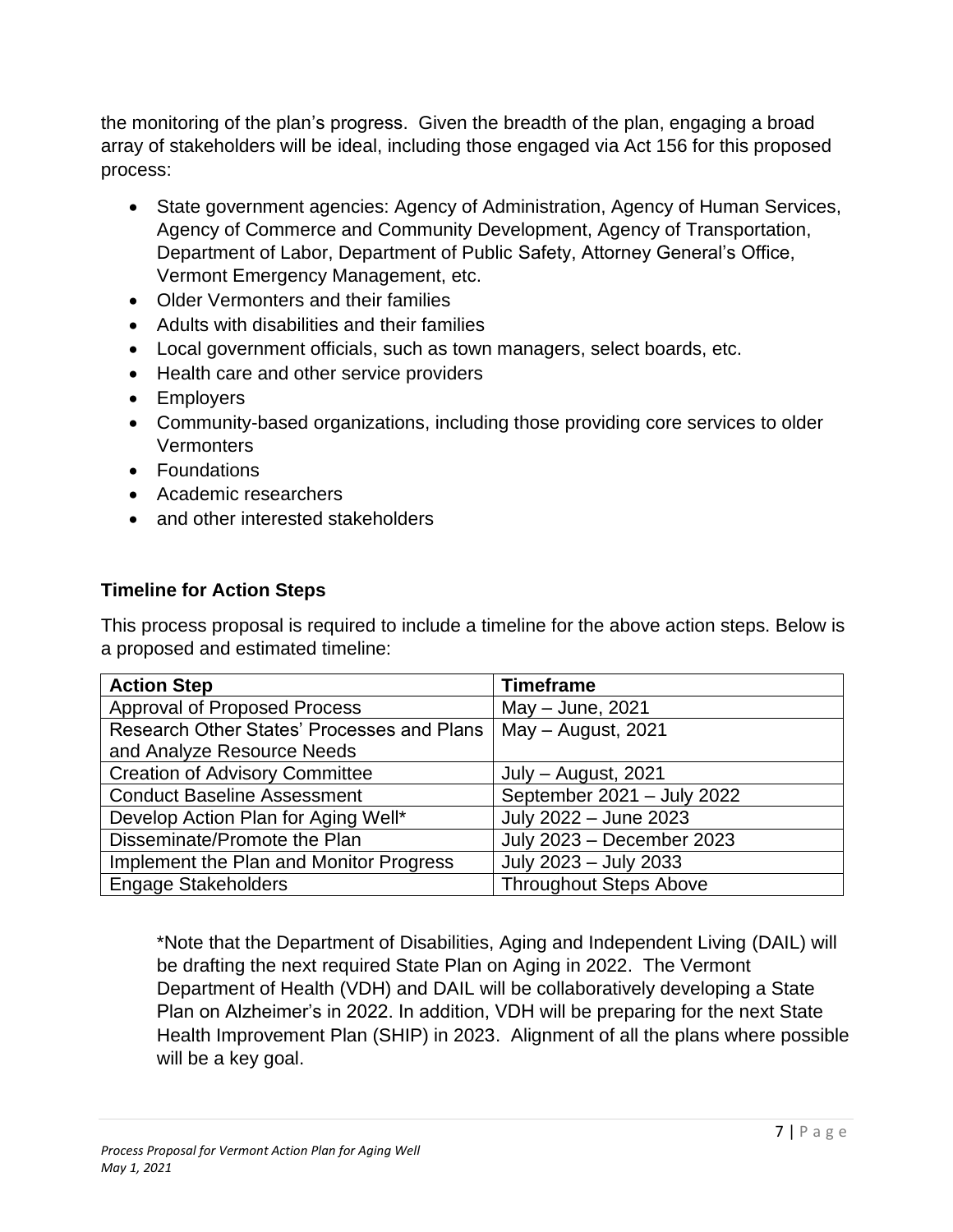the monitoring of the plan's progress. Given the breadth of the plan, engaging a broad array of stakeholders will be ideal, including those engaged via Act 156 for this proposed process:

- State government agencies: Agency of Administration, Agency of Human Services, Agency of Commerce and Community Development, Agency of Transportation, Department of Labor, Department of Public Safety, Attorney General's Office, Vermont Emergency Management, etc.
- Older Vermonters and their families
- Adults with disabilities and their families
- Local government officials, such as town managers, select boards, etc.
- Health care and other service providers
- Employers
- Community-based organizations, including those providing core services to older Vermonters
- Foundations
- Academic researchers
- and other interested stakeholders

### Timeline for Action Steps

This process proposal is required to include a timeline for the above action steps. Below is a proposed and estimated timeline:

| Action Step | Timeframe |
| --- | --- |
| Approval of Proposed Process | May – June, 2021 |
| Research Other States' Processes and Plans and Analyze Resource Needs | May – August, 2021 |
| Creation of Advisory Committee | July – August, 2021 |
| Conduct Baseline Assessment | September 2021 – July 2022 |
| Develop Action Plan for Aging Well* | July 2022 – June 2023 |
| Disseminate/Promote the Plan | July 2023 – December 2023 |
| Implement the Plan and Monitor Progress | July 2023 – July 2033 |
| Engage Stakeholders | Throughout Steps Above |

*Note that the Department of Disabilities, Aging and Independent Living (DAIL) will be drafting the next required State Plan on Aging in 2022. The Vermont Department of Health (VDH) and DAIL will be collaboratively developing a State Plan on Alzheimer's in 2022. In addition, VDH will be preparing for the next State Health Improvement Plan (SHIP) in 2023. Alignment of all the plans where possible will be a key goal.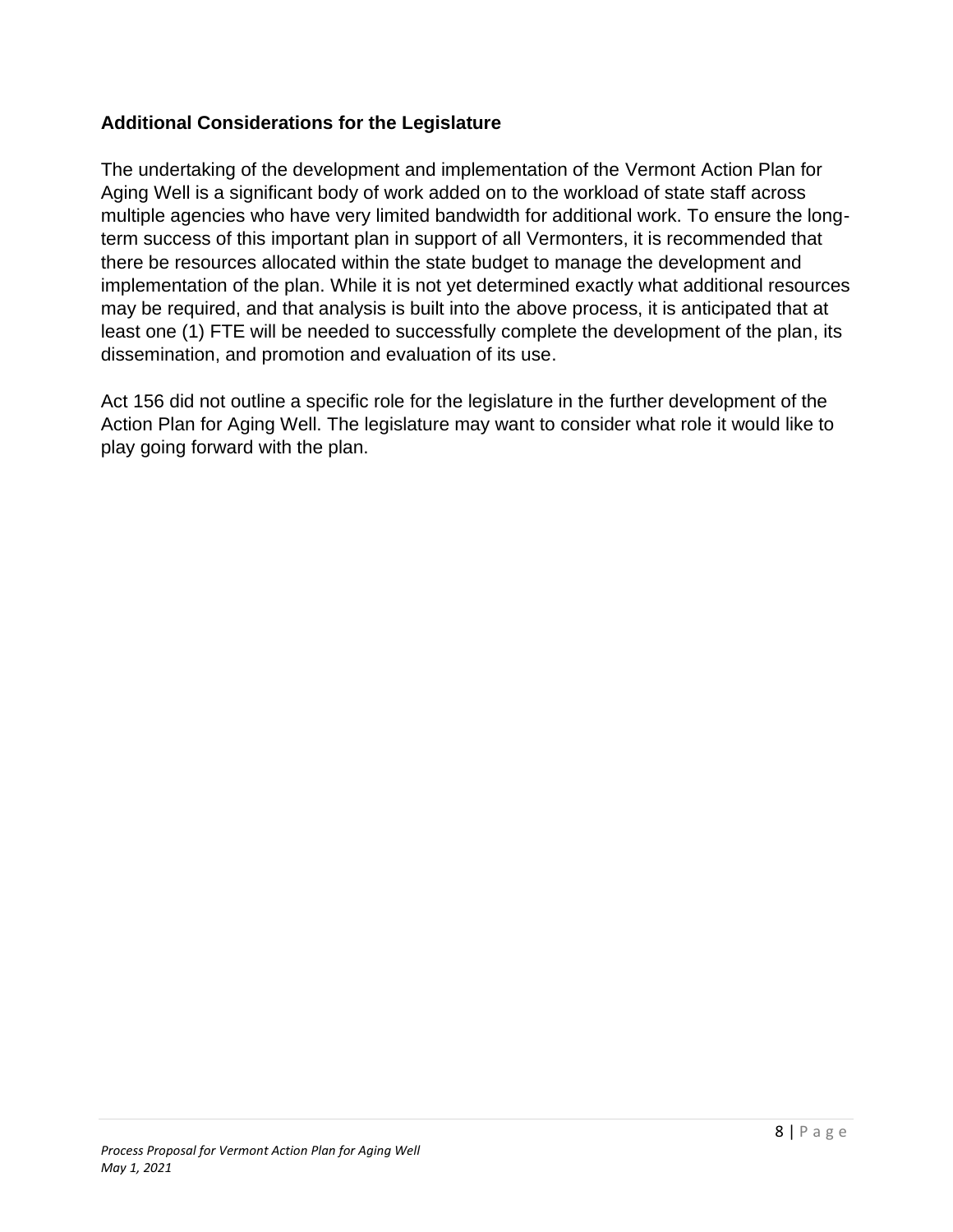## Additional Considerations for the Legislature

The undertaking of the development and implementation of the Vermont Action Plan for Aging Well is a significant body of work added on to the workload of state staff across multiple agencies who have very limited bandwidth for additional work. To ensure the long-term success of this important plan in support of all Vermonters, it is recommended that there be resources allocated within the state budget to manage the development and implementation of the plan. While it is not yet determined exactly what additional resources may be required, and that analysis is built into the above process, it is anticipated that at least one (1) FTE will be needed to successfully complete the development of the plan, its dissemination, and promotion and evaluation of its use.

Act 156 did not outline a specific role for the legislature in the further development of the Action Plan for Aging Well. The legislature may want to consider what role it would like to play going forward with the plan.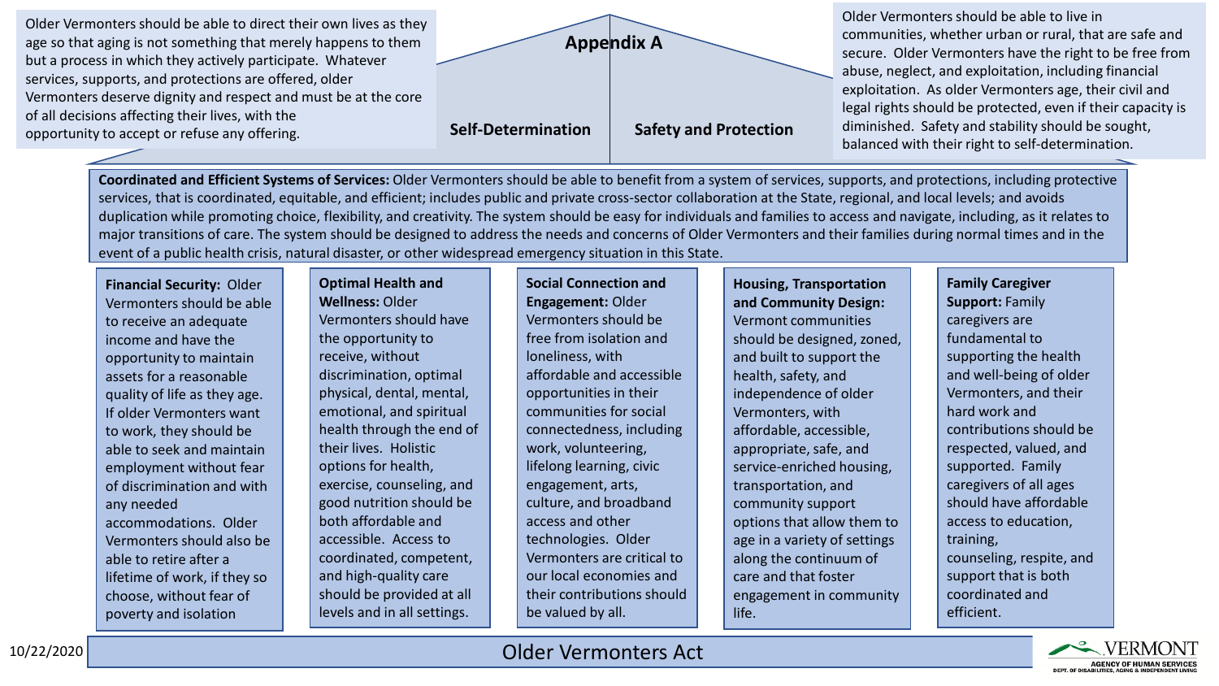# Appendix A

Older Vermonters should be able to direct their own lives as they age so that aging is not something that merely happens to them but a process in which they actively participate. Whatever services, supports, and protections are offered, older Vermonters deserve dignity and respect and must be at the core of all decisions affecting their lives, with the opportunity to accept or refuse any offering.

**Self-Determination**

**Safety and Protection**

Older Vermonters should be able to live in communities, whether urban or rural, that are safe and secure. Older Vermonters have the right to be free from abuse, neglect, and exploitation, including financial exploitation. As older Vermonters age, their civil and legal rights should be protected, even if their capacity is diminished. Safety and stability should be sought, balanced with their right to self-determination.

**Coordinated and Efficient Systems of Services:** Older Vermonters should be able to benefit from a system of services, supports, and protections, including protective services, that is coordinated, equitable, and efficient; includes public and private cross-sector collaboration at the State, regional, and local levels; and avoids duplication while promoting choice, flexibility, and creativity. The system should be easy for individuals and families to access and navigate, including, as it relates to major transitions of care. The system should be designed to address the needs and concerns of Older Vermonters and their families during normal times and in the event of a public health crisis, natural disaster, or other widespread emergency situation in this State.

**Financial Security:** Older Vermonters should be able to receive an adequate income and have the opportunity to maintain assets for a reasonable quality of life as they age. If older Vermonters want to work, they should be able to seek and maintain employment without fear of discrimination and with any needed accommodations. Older Vermonters should also be able to retire after a lifetime of work, if they so choose, without fear of poverty and isolation

**Optimal Health and Wellness:** Older Vermonters should have the opportunity to receive, without discrimination, optimal physical, dental, mental, emotional, and spiritual health through the end of their lives. Holistic options for health, exercise, counseling, and good nutrition should be both affordable and accessible. Access to coordinated, competent, and high-quality care should be provided at all levels and in all settings.

**Social Connection and Engagement:** Older Vermonters should be free from isolation and loneliness, with affordable and accessible opportunities in their communities for social connectedness, including work, volunteering, lifelong learning, civic engagement, arts, culture, and broadband access and other technologies. Older Vermonters are critical to our local economies and their contributions should be valued by all.

**Housing, Transportation and Community Design:** Vermont communities should be designed, zoned, and built to support the health, safety, and independence of older Vermonters, with affordable, accessible, appropriate, safe, and service-enriched housing, transportation, and community support options that allow them to age in a variety of settings along the continuum of care and that foster engagement in community life.

**Family Caregiver Support:** Family caregivers are fundamental to supporting the health and well-being of older Vermonters, and their hard work and contributions should be respected, valued, and supported. Family caregivers of all ages should have affordable access to education, training, counseling, respite, and support that is both coordinated and efficient.

10/22/2020

Older Vermonters Act

VERMONT
AGENCY OF HUMAN SERVICES
DEPT. OF DISABILITIES, AGING & INDEPENDENT LIVING